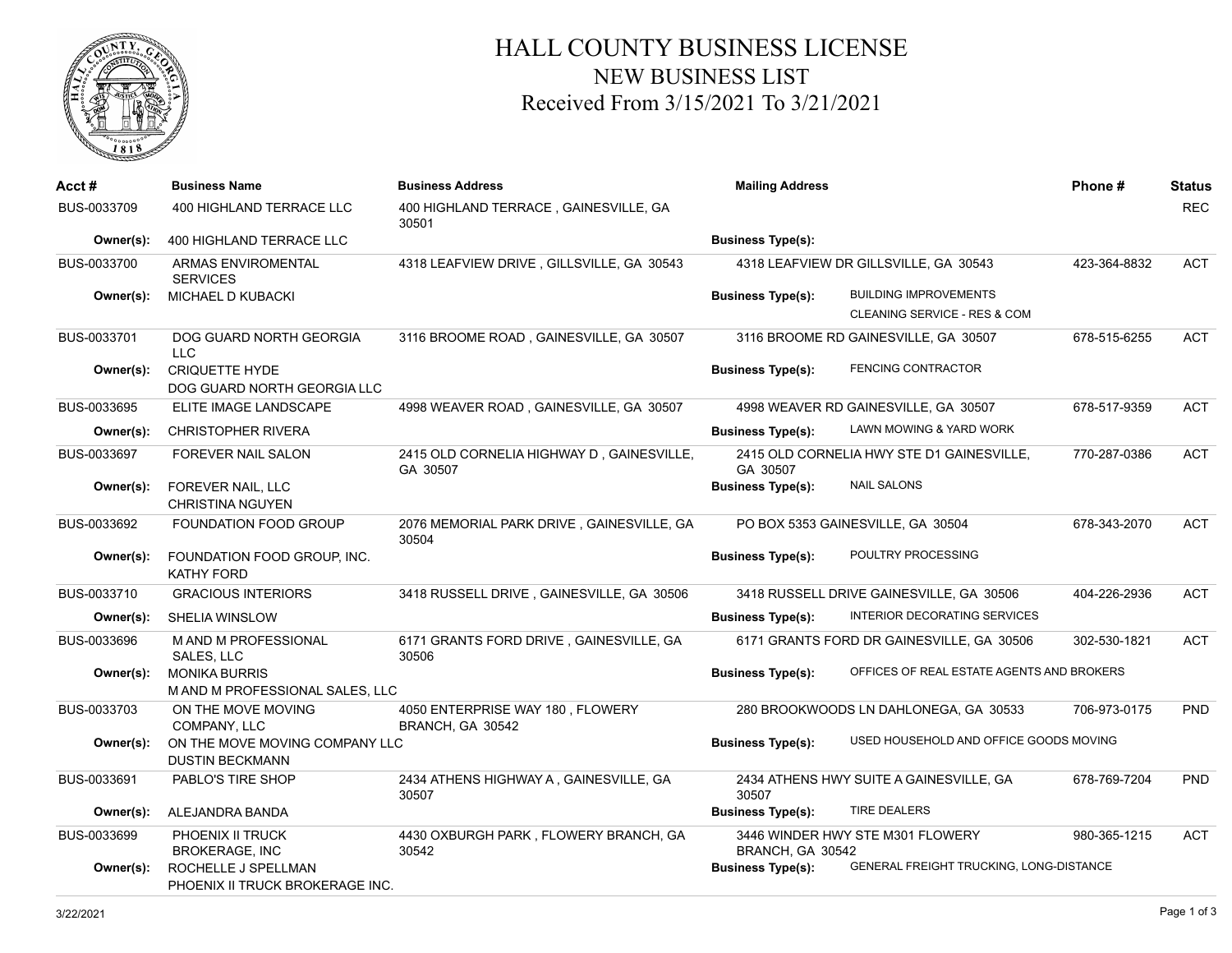# HALL COUNTY BUSINESS LICENSE
## NEW BUSINESS LIST
### Received From 3/15/2021 To 3/21/2021

| Acct # | Business Name | Business Address | Mailing Address | Phone # | Status |
|---|---|---|---|---|---|
| BUS-0033709 | 400 HIGHLAND TERRACE LLC | 400 HIGHLAND TERRACE , GAINESVILLE, GA 30501 | | | REC |
| **Owner(s):** | 400 HIGHLAND TERRACE LLC | | **Business Type(s):** | | |
| BUS-0033700 | ARMAS ENVIROMENTAL SERVICES | 4318 LEAFVIEW DRIVE , GILLSVILLE, GA 30543 | 4318 LEAFVIEW DR GILLSVILLE, GA 30543 | 423-364-8832 | ACT |
| **Owner(s):** | MICHAEL D KUBACKI | | **Business Type(s):** BUILDING IMPROVEMENTS; CLEANING SERVICE - RES & COM | | |
| BUS-0033701 | DOG GUARD NORTH GEORGIA LLC | 3116 BROOME ROAD , GAINESVILLE, GA 30507 | 3116 BROOME RD GAINESVILLE, GA 30507 | 678-515-6255 | ACT |
| **Owner(s):** | CRIQUETTE HYDE; DOG GUARD NORTH GEORGIA LLC | | **Business Type(s):** FENCING CONTRACTOR | | |
| BUS-0033695 | ELITE IMAGE LANDSCAPE | 4998 WEAVER ROAD , GAINESVILLE, GA 30507 | 4998 WEAVER RD GAINESVILLE, GA 30507 | 678-517-9359 | ACT |
| **Owner(s):** | CHRISTOPHER RIVERA | | **Business Type(s):** LAWN MOWING & YARD WORK | | |
| BUS-0033697 | FOREVER NAIL SALON | 2415 OLD CORNELIA HIGHWAY D , GAINESVILLE, GA 30507 | 2415 OLD CORNELIA HWY STE D1 GAINESVILLE, GA 30507 | 770-287-0386 | ACT |
| **Owner(s):** | FOREVER NAIL, LLC; CHRISTINA NGUYEN | | **Business Type(s):** NAIL SALONS | | |
| BUS-0033692 | FOUNDATION FOOD GROUP | 2076 MEMORIAL PARK DRIVE , GAINESVILLE, GA 30504 | PO BOX 5353 GAINESVILLE, GA 30504 | 678-343-2070 | ACT |
| **Owner(s):** | FOUNDATION FOOD GROUP, INC.; KATHY FORD | | **Business Type(s):** POULTRY PROCESSING | | |
| BUS-0033710 | GRACIOUS INTERIORS | 3418 RUSSELL DRIVE , GAINESVILLE, GA 30506 | 3418 RUSSELL DRIVE GAINESVILLE, GA 30506 | 404-226-2936 | ACT |
| **Owner(s):** | SHELIA WINSLOW | | **Business Type(s):** INTERIOR DECORATING SERVICES | | |
| BUS-0033696 | M AND M PROFESSIONAL SALES, LLC | 6171 GRANTS FORD DRIVE , GAINESVILLE, GA 30506 | 6171 GRANTS FORD DR GAINESVILLE, GA 30506 | 302-530-1821 | ACT |
| **Owner(s):** | MONIKA BURRIS; M AND M PROFESSIONAL SALES, LLC | | **Business Type(s):** OFFICES OF REAL ESTATE AGENTS AND BROKERS | | |
| BUS-0033703 | ON THE MOVE MOVING COMPANY, LLC | 4050 ENTERPRISE WAY 180 , FLOWERY BRANCH, GA 30542 | 280 BROOKWOODS LN DAHLONEGA, GA 30533 | 706-973-0175 | PND |
| **Owner(s):** | ON THE MOVE MOVING COMPANY LLC; DUSTIN BECKMANN | | **Business Type(s):** USED HOUSEHOLD AND OFFICE GOODS MOVING | | |
| BUS-0033691 | PABLO'S TIRE SHOP | 2434 ATHENS HIGHWAY A , GAINESVILLE, GA 30507 | 2434 ATHENS HWY SUITE A GAINESVILLE, GA 30507 | 678-769-7204 | PND |
| **Owner(s):** | ALEJANDRA BANDA | | **Business Type(s):** TIRE DEALERS | | |
| BUS-0033699 | PHOENIX II TRUCK BROKERAGE, INC | 4430 OXBURGH PARK , FLOWERY BRANCH, GA 30542 | 3446 WINDER HWY STE M301 FLOWERY BRANCH, GA 30542 | 980-365-1215 | ACT |
| **Owner(s):** | ROCHELLE J SPELLMAN; PHOENIX II TRUCK BROKERAGE INC. | | **Business Type(s):** GENERAL FREIGHT TRUCKING, LONG-DISTANCE | | |

3/22/2021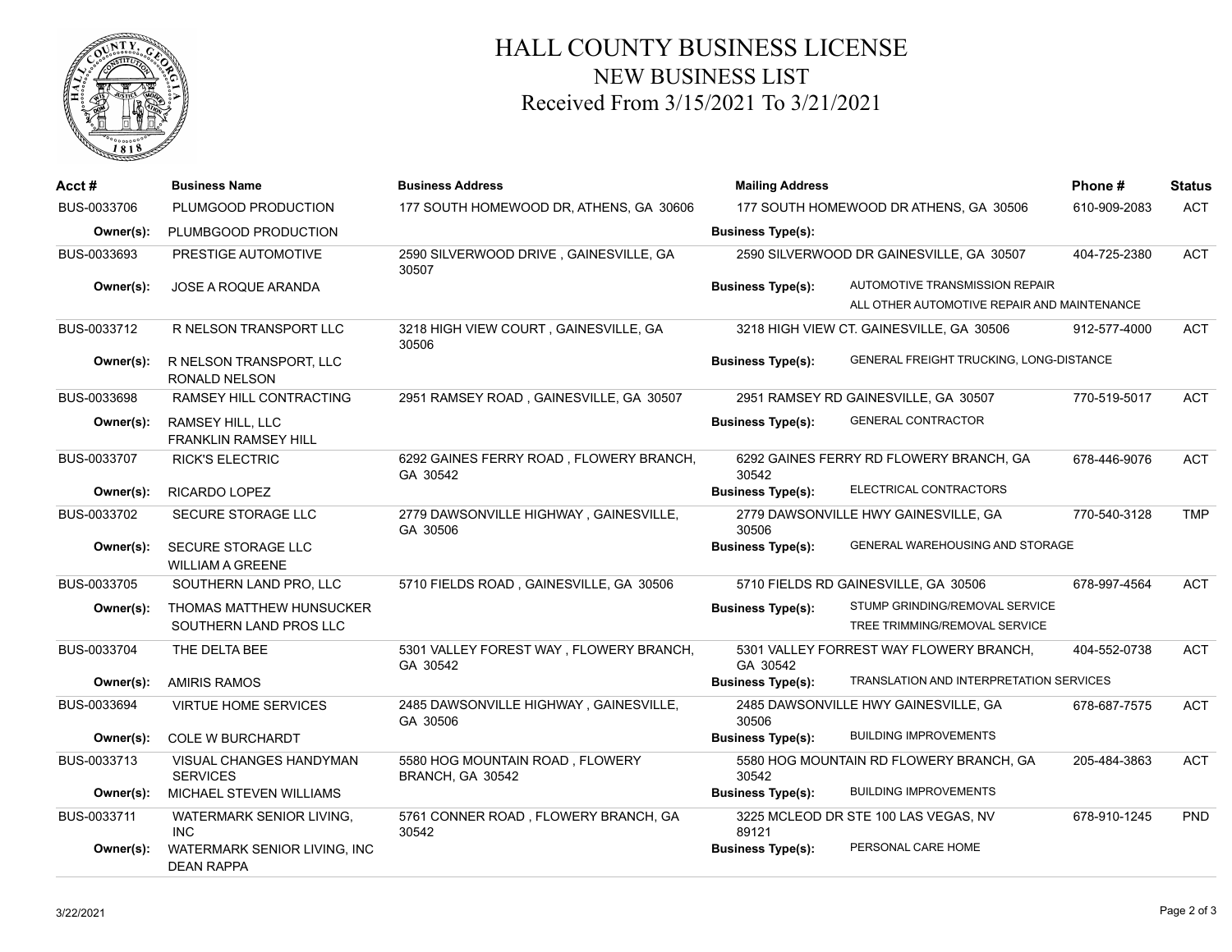# HALL COUNTY BUSINESS LICENSE
## NEW BUSINESS LIST
### Received From 3/15/2021 To 3/21/2021

| Acct # | Business Name | Business Address | Mailing Address | | Phone # | Status |
|---|---|---|---|---|---|---|
| BUS-0033706 | PLUMGOOD PRODUCTION | 177 SOUTH HOMEWOOD DR, ATHENS, GA 30606 | 177 SOUTH HOMEWOOD DR ATHENS, GA 30506 | | 610-909-2083 | ACT |
| **Owner(s):** | PLUMBGOOD PRODUCTION | | **Business Type(s):** | | | |
| BUS-0033693 | PRESTIGE AUTOMOTIVE | 2590 SILVERWOOD DRIVE , GAINESVILLE, GA 30507 | 2590 SILVERWOOD DR GAINESVILLE, GA 30507 | | 404-725-2380 | ACT |
| **Owner(s):** | JOSE A ROQUE ARANDA | | **Business Type(s):** | AUTOMOTIVE TRANSMISSION REPAIR<br>ALL OTHER AUTOMOTIVE REPAIR AND MAINTENANCE | | |
| BUS-0033712 | R NELSON TRANSPORT LLC | 3218 HIGH VIEW COURT , GAINESVILLE, GA 30506 | 3218 HIGH VIEW CT. GAINESVILLE, GA 30506 | | 912-577-4000 | ACT |
| **Owner(s):** | R NELSON TRANSPORT, LLC<br>RONALD NELSON | | **Business Type(s):** | GENERAL FREIGHT TRUCKING, LONG-DISTANCE | | |
| BUS-0033698 | RAMSEY HILL CONTRACTING | 2951 RAMSEY ROAD , GAINESVILLE, GA 30507 | 2951 RAMSEY RD GAINESVILLE, GA 30507 | | 770-519-5017 | ACT |
| **Owner(s):** | RAMSEY HILL, LLC<br>FRANKLIN RAMSEY HILL | | **Business Type(s):** | GENERAL CONTRACTOR | | |
| BUS-0033707 | RICK'S ELECTRIC | 6292 GAINES FERRY ROAD , FLOWERY BRANCH, GA 30542 | 6292 GAINES FERRY RD FLOWERY BRANCH, GA 30542 | | 678-446-9076 | ACT |
| **Owner(s):** | RICARDO LOPEZ | | **Business Type(s):** | ELECTRICAL CONTRACTORS | | |
| BUS-0033702 | SECURE STORAGE LLC | 2779 DAWSONVILLE HIGHWAY , GAINESVILLE, GA 30506 | 2779 DAWSONVILLE HWY GAINESVILLE, GA 30506 | | 770-540-3128 | TMP |
| **Owner(s):** | SECURE STORAGE LLC<br>WILLIAM A GREENE | | **Business Type(s):** | GENERAL WAREHOUSING AND STORAGE | | |
| BUS-0033705 | SOUTHERN LAND PRO, LLC | 5710 FIELDS ROAD , GAINESVILLE, GA 30506 | 5710 FIELDS RD GAINESVILLE, GA 30506 | | 678-997-4564 | ACT |
| **Owner(s):** | THOMAS MATTHEW HUNSUCKER<br>SOUTHERN LAND PROS LLC | | **Business Type(s):** | STUMP GRINDING/REMOVAL SERVICE<br>TREE TRIMMING/REMOVAL SERVICE | | |
| BUS-0033704 | THE DELTA BEE | 5301 VALLEY FOREST WAY , FLOWERY BRANCH, GA 30542 | 5301 VALLEY FORREST WAY FLOWERY BRANCH, GA 30542 | | 404-552-0738 | ACT |
| **Owner(s):** | AMIRIS RAMOS | | **Business Type(s):** | TRANSLATION AND INTERPRETATION SERVICES | | |
| BUS-0033694 | VIRTUE HOME SERVICES | 2485 DAWSONVILLE HIGHWAY , GAINESVILLE, GA 30506 | 2485 DAWSONVILLE HWY GAINESVILLE, GA 30506 | | 678-687-7575 | ACT |
| **Owner(s):** | COLE W BURCHARDT | | **Business Type(s):** | BUILDING IMPROVEMENTS | | |
| BUS-0033713 | VISUAL CHANGES HANDYMAN SERVICES | 5580 HOG MOUNTAIN ROAD , FLOWERY BRANCH, GA 30542 | 5580 HOG MOUNTAIN RD FLOWERY BRANCH, GA 30542 | | 205-484-3863 | ACT |
| **Owner(s):** | MICHAEL STEVEN WILLIAMS | | **Business Type(s):** | BUILDING IMPROVEMENTS | | |
| BUS-0033711 | WATERMARK SENIOR LIVING, INC | 5761 CONNER ROAD , FLOWERY BRANCH, GA 30542 | 3225 MCLEOD DR STE 100 LAS VEGAS, NV 89121 | | 678-910-1245 | PND |
| **Owner(s):** | WATERMARK SENIOR LIVING, INC<br>DEAN RAPPA | | **Business Type(s):** | PERSONAL CARE HOME | | |

3/22/2021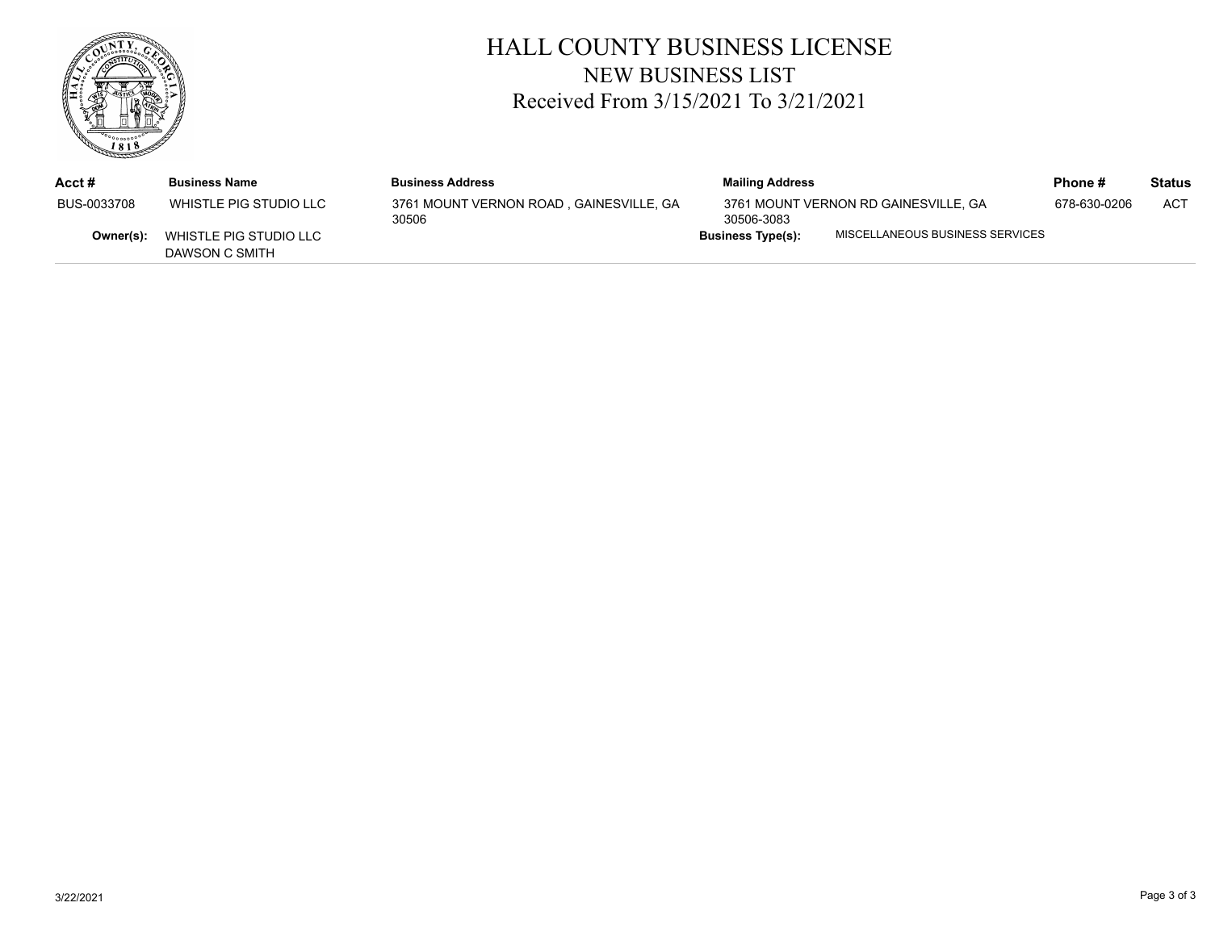# HALL COUNTY BUSINESS LICENSE
## NEW BUSINESS LIST
## Received From 3/15/2021 To 3/21/2021

| Acct # | Business Name | Business Address | Mailing Address | | Phone # | Status |
|---|---|---|---|---|---|---|
| BUS-0033708 | WHISTLE PIG STUDIO LLC | 3761 MOUNT VERNON ROAD , GAINESVILLE, GA 30506 | 3761 MOUNT VERNON RD GAINESVILLE, GA 30506-3083 | | 678-630-0206 | ACT |
| **Owner(s):** | WHISTLE PIG STUDIO LLC<br>DAWSON C SMITH | | **Business Type(s):** | MISCELLANEOUS BUSINESS SERVICES | | |

3/22/2021